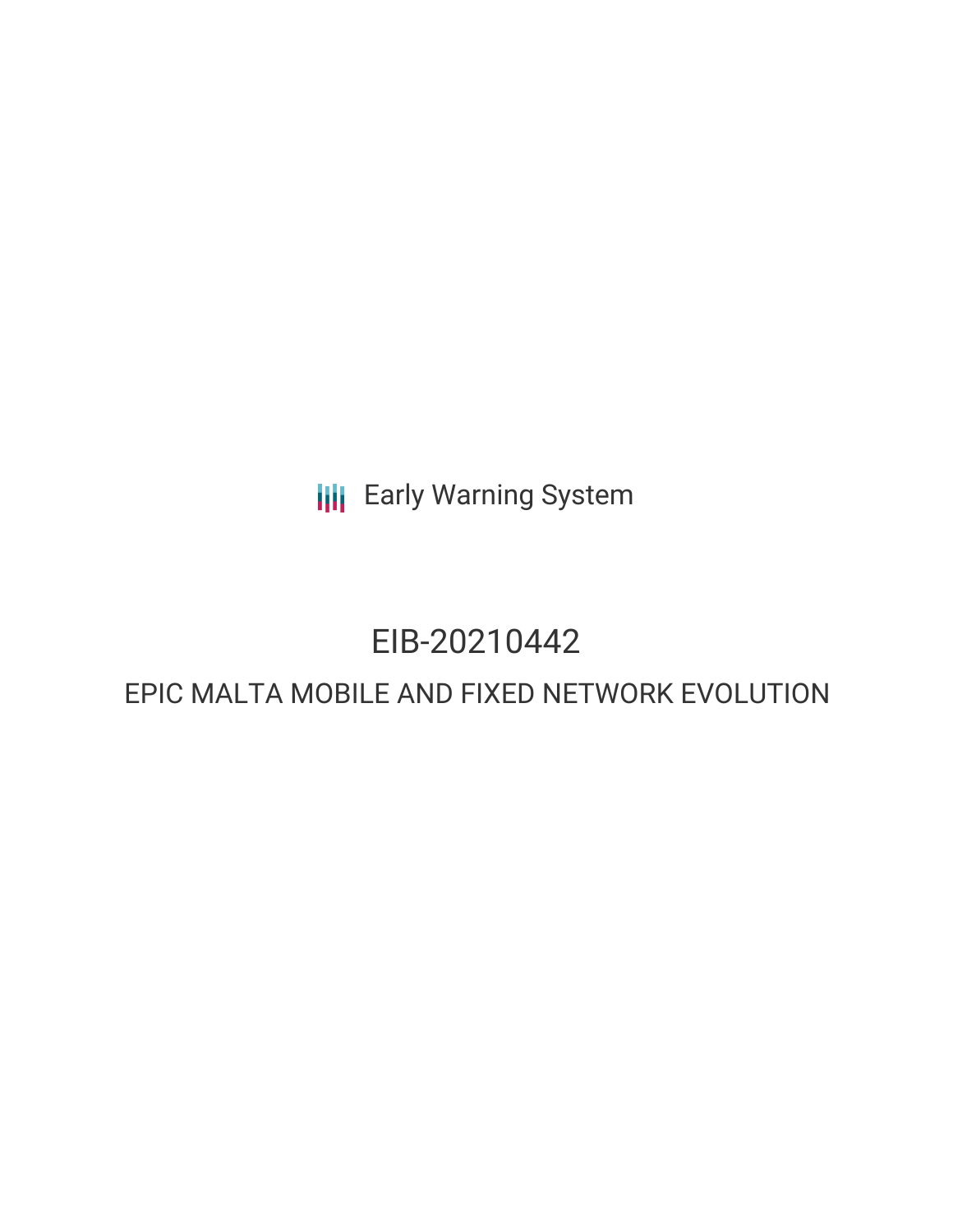Early Warning System

# EIB-20210442

## EPIC MALTA MOBILE AND FIXED NETWORK EVOLUTION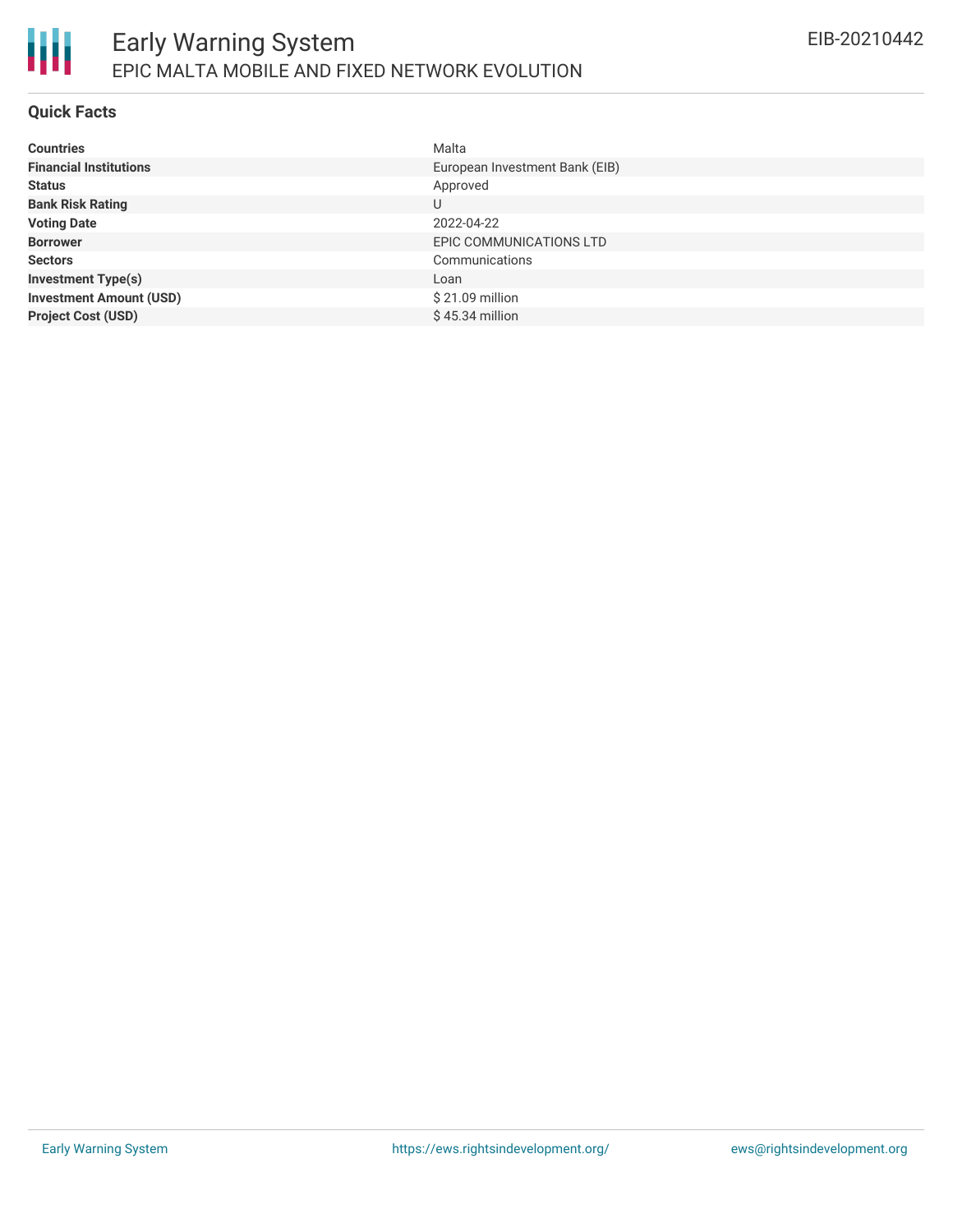# Early Warning System

## EPIC MALTA MOBILE AND FIXED NETWORK EVOLUTION

EIB-20210442

### Quick Facts

| | |
|---|---|
| **Countries** | Malta |
| **Financial Institutions** | European Investment Bank (EIB) |
| **Status** | Approved |
| **Bank Risk Rating** | U |
| **Voting Date** | 2022-04-22 |
| **Borrower** | EPIC COMMUNICATIONS LTD |
| **Sectors** | Communications |
| **Investment Type(s)** | Loan |
| **Investment Amount (USD)** | $ 21.09 million |
| **Project Cost (USD)** | $ 45.34 million |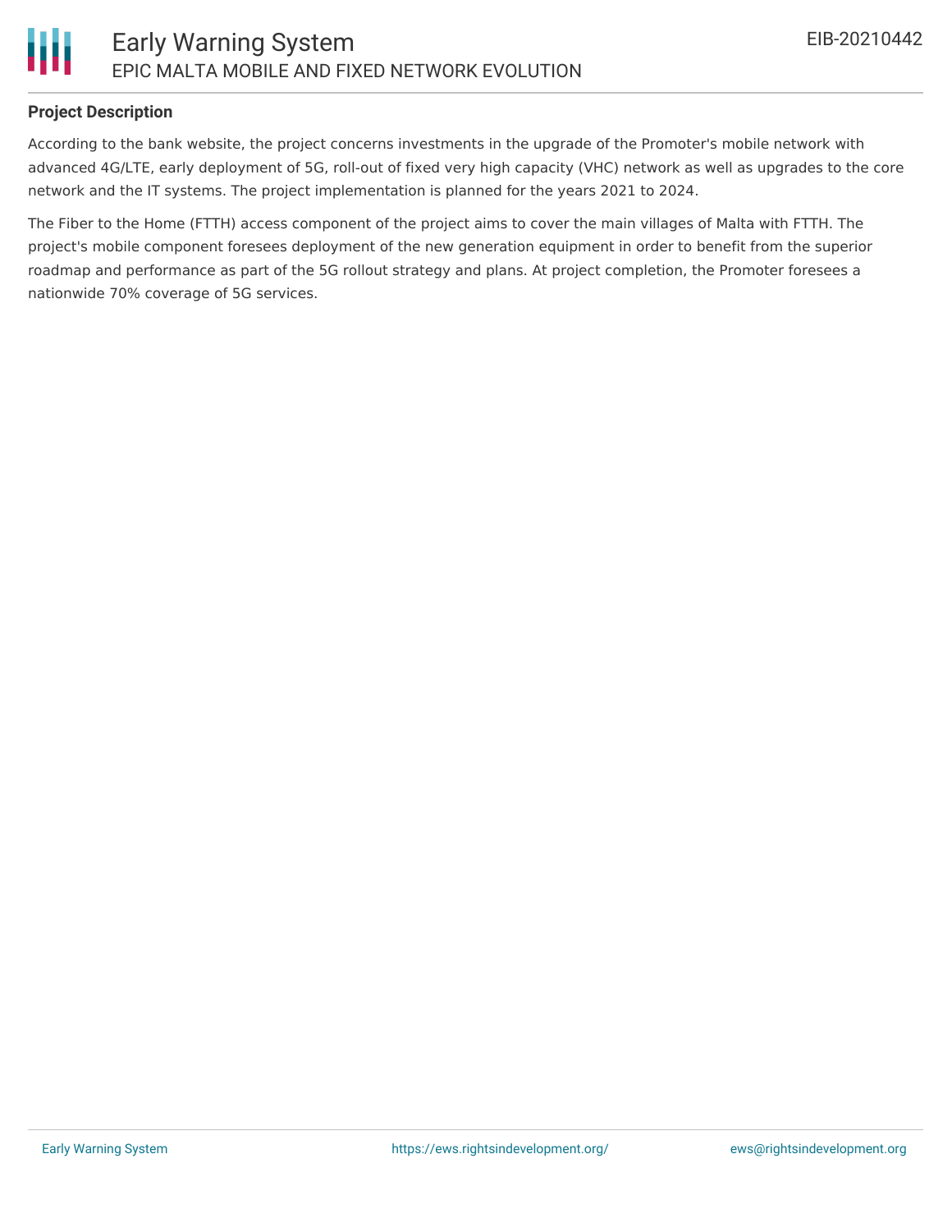**Project Description**

According to the bank website, the project concerns investments in the upgrade of the Promoter's mobile network with advanced 4G/LTE, early deployment of 5G, roll-out of fixed very high capacity (VHC) network as well as upgrades to the core network and the IT systems. The project implementation is planned for the years 2021 to 2024.

The Fiber to the Home (FTTH) access component of the project aims to cover the main villages of Malta with FTTH. The project's mobile component foresees deployment of the new generation equipment in order to benefit from the superior roadmap and performance as part of the 5G rollout strategy and plans. At project completion, the Promoter foresees a nationwide 70% coverage of 5G services.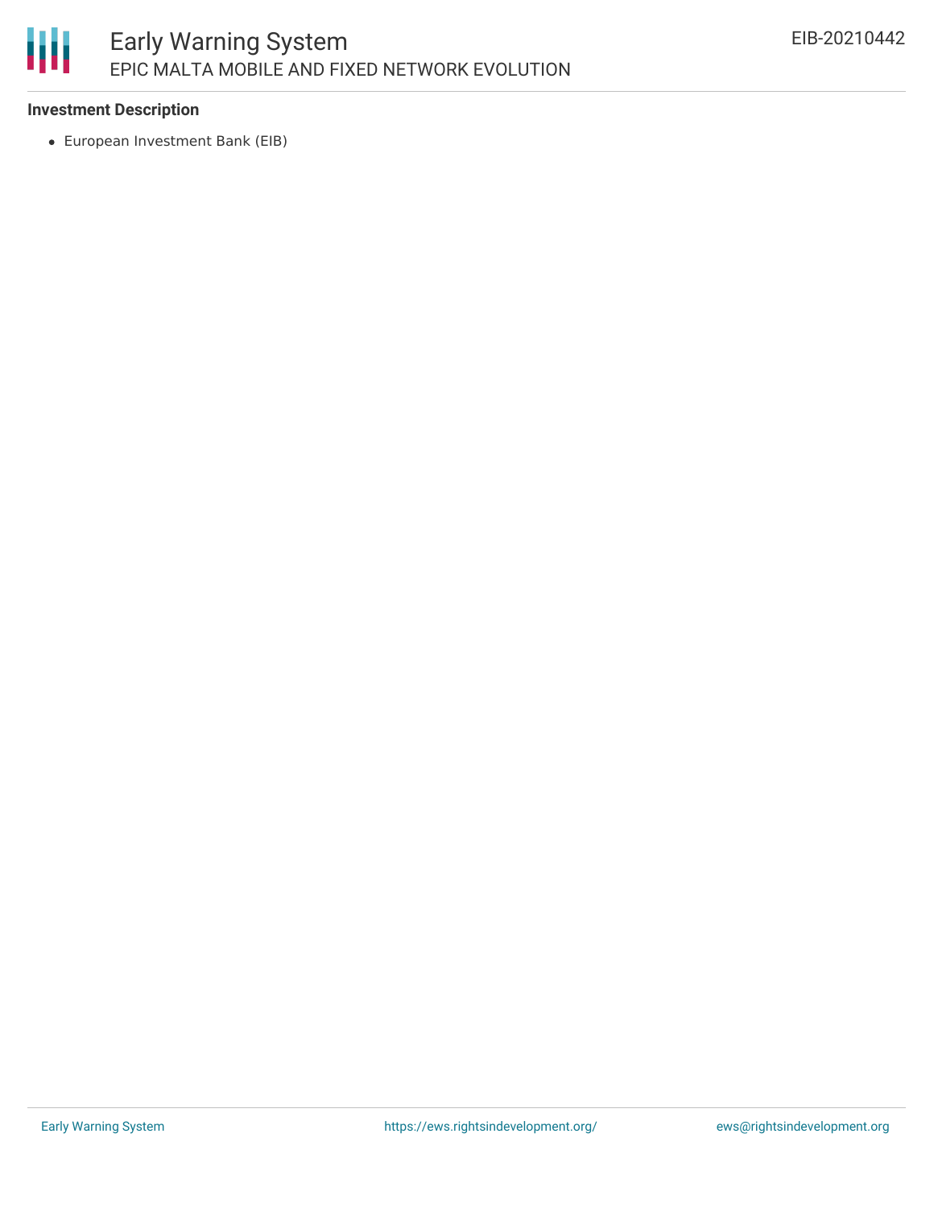### Investment Description

- European Investment Bank (EIB)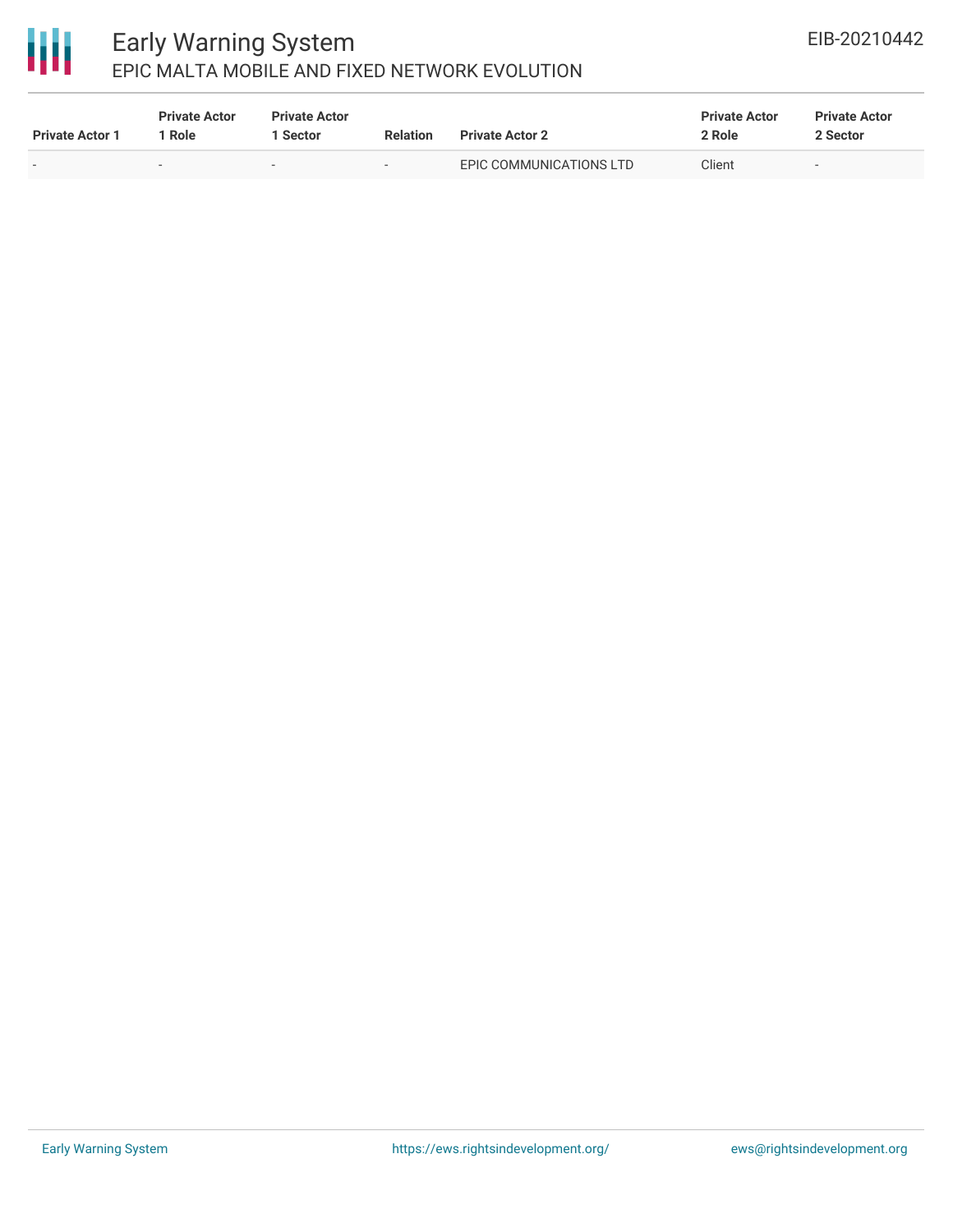| Private Actor 1 | Private Actor 1 Role | Private Actor 1 Sector | Relation | Private Actor 2 | Private Actor 2 Role | Private Actor 2 Sector |
|---|---|---|---|---|---|---|
| - | - | - | - | EPIC COMMUNICATIONS LTD | Client | - |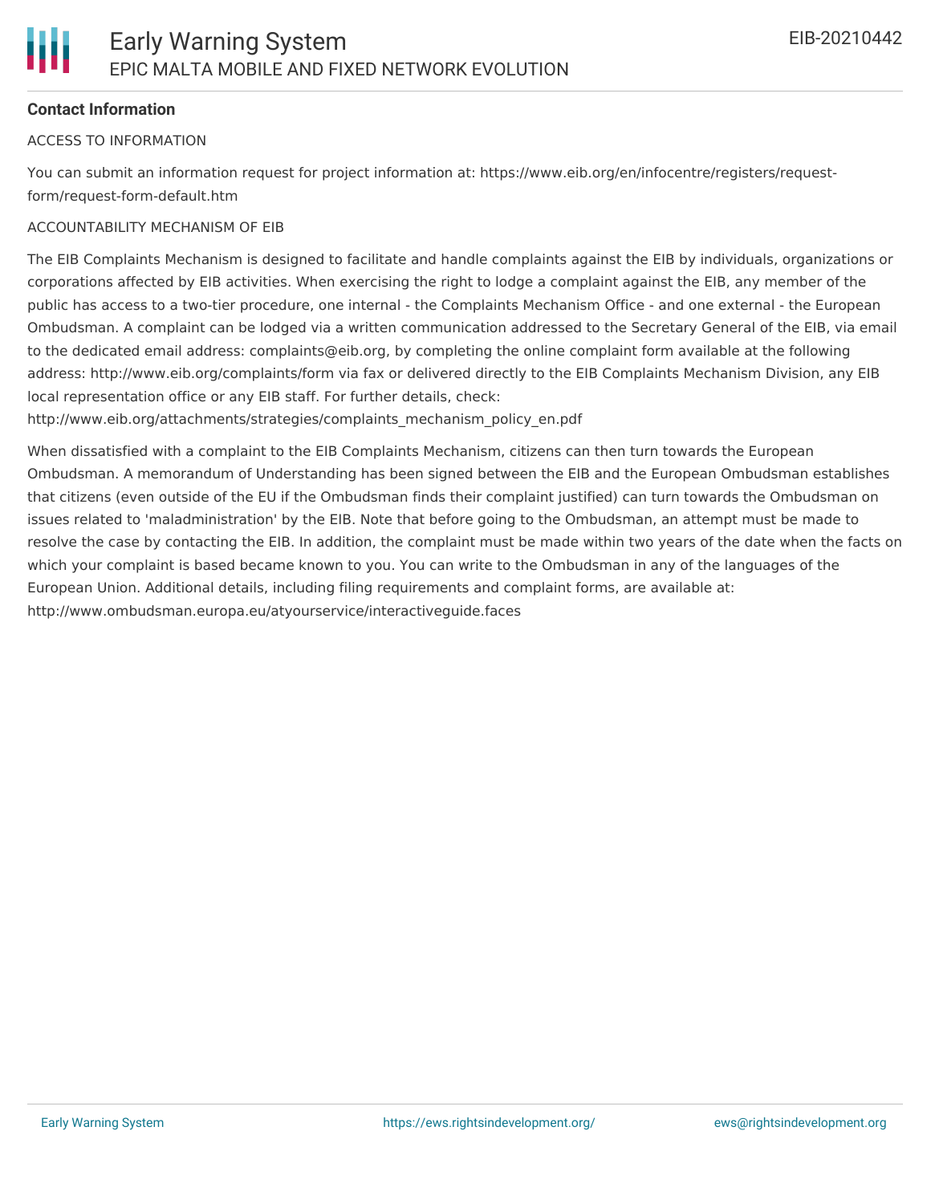**Contact Information**

ACCESS TO INFORMATION

You can submit an information request for project information at: https://www.eib.org/en/infocentre/registers/request-form/request-form-default.htm

ACCOUNTABILITY MECHANISM OF EIB

The EIB Complaints Mechanism is designed to facilitate and handle complaints against the EIB by individuals, organizations or corporations affected by EIB activities. When exercising the right to lodge a complaint against the EIB, any member of the public has access to a two-tier procedure, one internal - the Complaints Mechanism Office - and one external - the European Ombudsman. A complaint can be lodged via a written communication addressed to the Secretary General of the EIB, via email to the dedicated email address: complaints@eib.org, by completing the online complaint form available at the following address: http://www.eib.org/complaints/form via fax or delivered directly to the EIB Complaints Mechanism Division, any EIB local representation office or any EIB staff. For further details, check: http://www.eib.org/attachments/strategies/complaints_mechanism_policy_en.pdf

When dissatisfied with a complaint to the EIB Complaints Mechanism, citizens can then turn towards the European Ombudsman. A memorandum of Understanding has been signed between the EIB and the European Ombudsman establishes that citizens (even outside of the EU if the Ombudsman finds their complaint justified) can turn towards the Ombudsman on issues related to 'maladministration' by the EIB. Note that before going to the Ombudsman, an attempt must be made to resolve the case by contacting the EIB. In addition, the complaint must be made within two years of the date when the facts on which your complaint is based became known to you. You can write to the Ombudsman in any of the languages of the European Union. Additional details, including filing requirements and complaint forms, are available at: http://www.ombudsman.europa.eu/atyourservice/interactiveguide.faces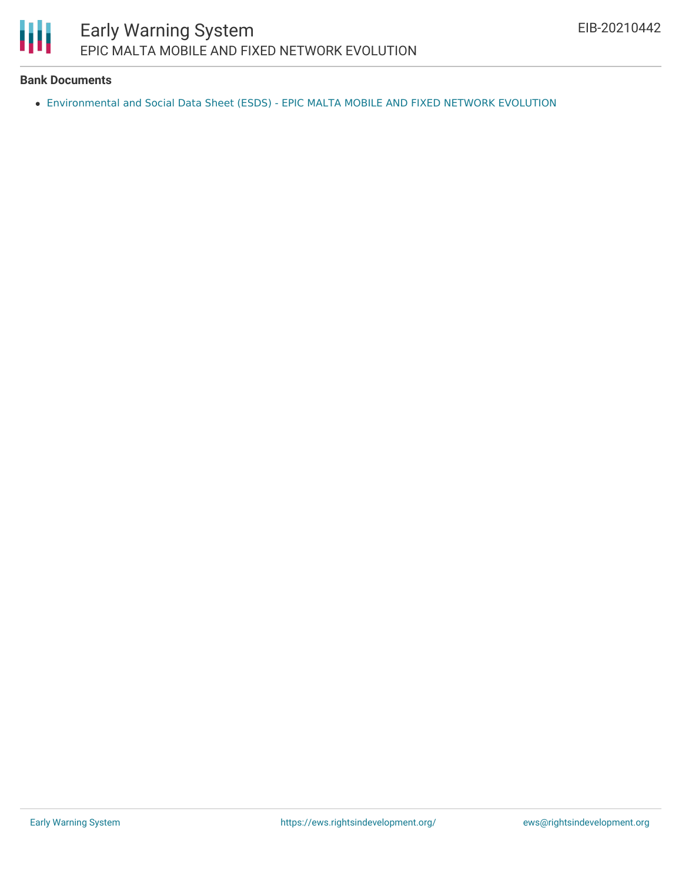**Bank Documents**

- Environmental and Social Data Sheet (ESDS) - EPIC MALTA MOBILE AND FIXED NETWORK EVOLUTION